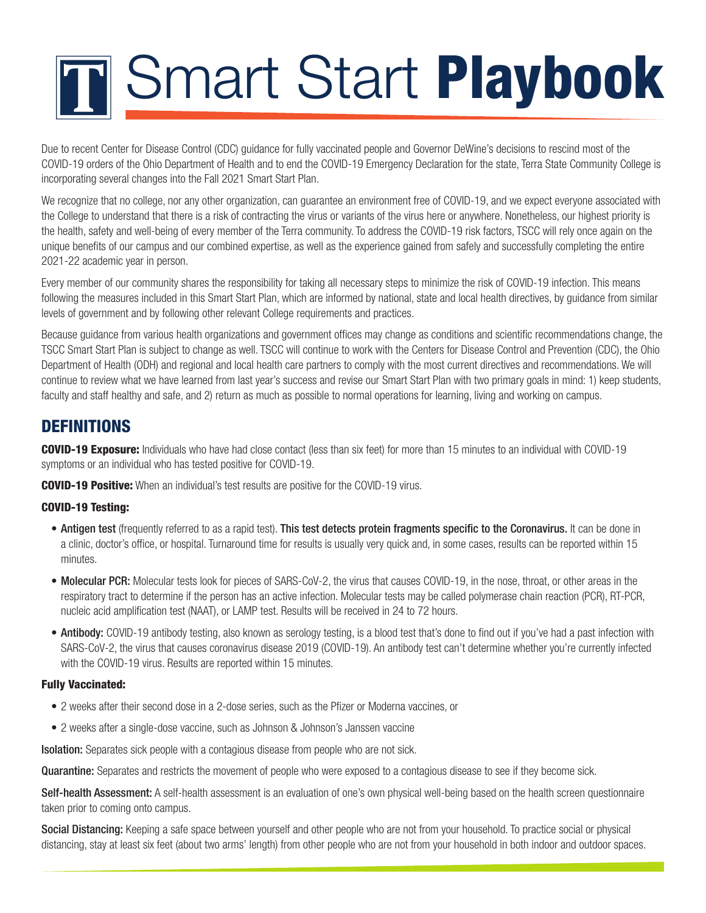# Smart Start **Playbook**

Due to recent Center for Disease Control (CDC) guidance for fully vaccinated people and Governor DeWine's decisions to rescind most of the COVID-19 orders of the Ohio Department of Health and to end the COVID-19 Emergency Declaration for the state, Terra State Community College is incorporating several changes into the Fall 2021 Smart Start Plan.

We recognize that no college, nor any other organization, can guarantee an environment free of COVID-19, and we expect everyone associated with the College to understand that there is a risk of contracting the virus or variants of the virus here or anywhere. Nonetheless, our highest priority is the health, safety and well-being of every member of the Terra community. To address the COVID-19 risk factors, TSCC will rely once again on the unique benefits of our campus and our combined expertise, as well as the experience gained from safely and successfully completing the entire 2021-22 academic year in person.

Every member of our community shares the responsibility for taking all necessary steps to minimize the risk of COVID-19 infection. This means following the measures included in this Smart Start Plan, which are informed by national, state and local health directives, by guidance from similar levels of government and by following other relevant College requirements and practices.

Because guidance from various health organizations and government offices may change as conditions and scientific recommendations change, the TSCC Smart Start Plan is subject to change as well. TSCC will continue to work with the Centers for Disease Control and Prevention (CDC), the Ohio Department of Health (ODH) and regional and local health care partners to comply with the most current directives and recommendations. We will continue to review what we have learned from last year's success and revise our Smart Start Plan with two primary goals in mind: 1) keep students, faculty and staff healthy and safe, and 2) return as much as possible to normal operations for learning, living and working on campus.

## DEFINITIONS

**COVID-19 Exposure:** Individuals who have had close contact (less than six feet) for more than 15 minutes to an individual with COVID-19 symptoms or an individual who has tested positive for COVID-19.

**COVID-19 Positive:** When an individual's test results are positive for the COVID-19 virus.

**COVID-19 Testing:**

- **Antigen test** (frequently referred to as a rapid test). **This test detects protein fragments specific to the Coronavirus.** It can be done in a clinic, doctor's office, or hospital. Turnaround time for results is usually very quick and, in some cases, results can be reported within 15 minutes.
- **Molecular PCR:** Molecular tests look for pieces of SARS-CoV-2, the virus that causes COVID-19, in the nose, throat, or other areas in the respiratory tract to determine if the person has an active infection. Molecular tests may be called polymerase chain reaction (PCR), RT-PCR, nucleic acid amplification test (NAAT), or LAMP test. Results will be received in 24 to 72 hours.
- **Antibody:** COVID-19 antibody testing, also known as serology testing, is a blood test that's done to find out if you've had a past infection with SARS-CoV-2, the virus that causes coronavirus disease 2019 (COVID-19). An antibody test can't determine whether you're currently infected with the COVID-19 virus. Results are reported within 15 minutes.

**Fully Vaccinated:**

- 2 weeks after their second dose in a 2-dose series, such as the Pfizer or Moderna vaccines, or
- 2 weeks after a single-dose vaccine, such as Johnson & Johnson's Janssen vaccine

**Isolation:** Separates sick people with a contagious disease from people who are not sick.

**Quarantine:** Separates and restricts the movement of people who were exposed to a contagious disease to see if they become sick.

**Self-health Assessment:** A self-health assessment is an evaluation of one's own physical well-being based on the health screen questionnaire taken prior to coming onto campus.

**Social Distancing:** Keeping a safe space between yourself and other people who are not from your household. To practice social or physical distancing, stay at least six feet (about two arms' length) from other people who are not from your household in both indoor and outdoor spaces.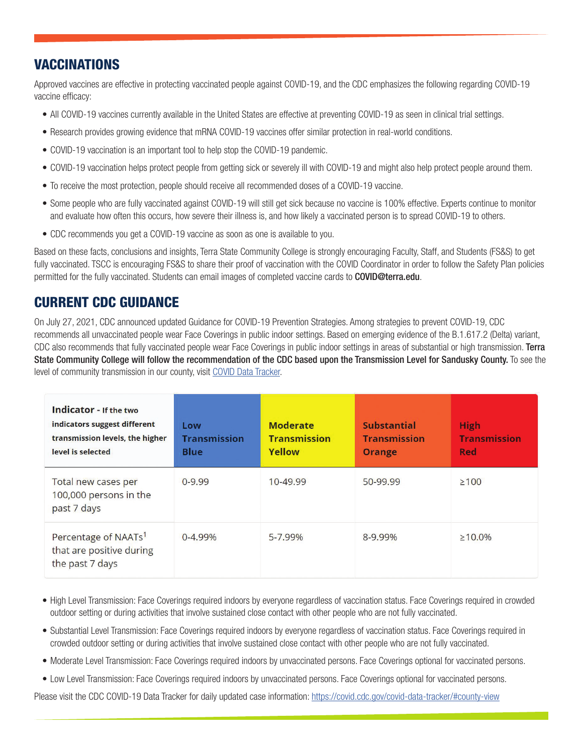## VACCINATIONS

Approved vaccines are effective in protecting vaccinated people against COVID-19, and the CDC emphasizes the following regarding COVID-19 vaccine efficacy:

- All COVID-19 vaccines currently available in the United States are effective at preventing COVID-19 as seen in clinical trial settings.
- Research provides growing evidence that mRNA COVID-19 vaccines offer similar protection in real-world conditions.
- COVID-19 vaccination is an important tool to help stop the COVID-19 pandemic.
- COVID-19 vaccination helps protect people from getting sick or severely ill with COVID-19 and might also help protect people around them.
- To receive the most protection, people should receive all recommended doses of a COVID-19 vaccine.
- Some people who are fully vaccinated against COVID-19 will still get sick because no vaccine is 100% effective. Experts continue to monitor and evaluate how often this occurs, how severe their illness is, and how likely a vaccinated person is to spread COVID-19 to others.
- CDC recommends you get a COVID-19 vaccine as soon as one is available to you.

Based on these facts, conclusions and insights, Terra State Community College is strongly encouraging Faculty, Staff, and Students (FS&S) to get fully vaccinated. TSCC is encouraging FS&S to share their proof of vaccination with the COVID Coordinator in order to follow the Safety Plan policies permitted for the fully vaccinated. Students can email images of completed vaccine cards to **COVID@terra.edu**.

## CURRENT CDC GUIDANCE

On July 27, 2021, CDC announced updated Guidance for COVID-19 Prevention Strategies. Among strategies to prevent COVID-19, CDC recommends all unvaccinated people wear Face Coverings in public indoor settings. Based on emerging evidence of the B.1.617.2 (Delta) variant, CDC also recommends that fully vaccinated people wear Face Coverings in public indoor settings in areas of substantial or high transmission. **Terra State Community College will follow the recommendation of the CDC based upon the Transmission Level for Sandusky County.** To see the level of community transmission in our county, visit COVID Data Tracker.

| **Indicator - If the two indicators suggest different transmission levels, the higher level is selected** | **Low Transmission Blue** | **Moderate Transmission Yellow** | **Substantial Transmission Orange** | **High Transmission Red** |
|---|---|---|---|---|
| Total new cases per 100,000 persons in the past 7 days | 0-9.99 | 10-49.99 | 50-99.99 | ≥100 |
| Percentage of NAATs[1] that are positive during the past 7 days | 0-4.99% | 5-7.99% | 8-9.99% | ≥10.0% |

- High Level Transmission: Face Coverings required indoors by everyone regardless of vaccination status. Face Coverings required in crowded outdoor setting or during activities that involve sustained close contact with other people who are not fully vaccinated.
- Substantial Level Transmission: Face Coverings required indoors by everyone regardless of vaccination status. Face Coverings required in crowded outdoor setting or during activities that involve sustained close contact with other people who are not fully vaccinated.
- Moderate Level Transmission: Face Coverings required indoors by unvaccinated persons. Face Coverings optional for vaccinated persons.
- Low Level Transmission: Face Coverings required indoors by unvaccinated persons. Face Coverings optional for vaccinated persons.

Please visit the CDC COVID-19 Data Tracker for daily updated case information: https://covid.cdc.gov/covid-data-tracker/#county-view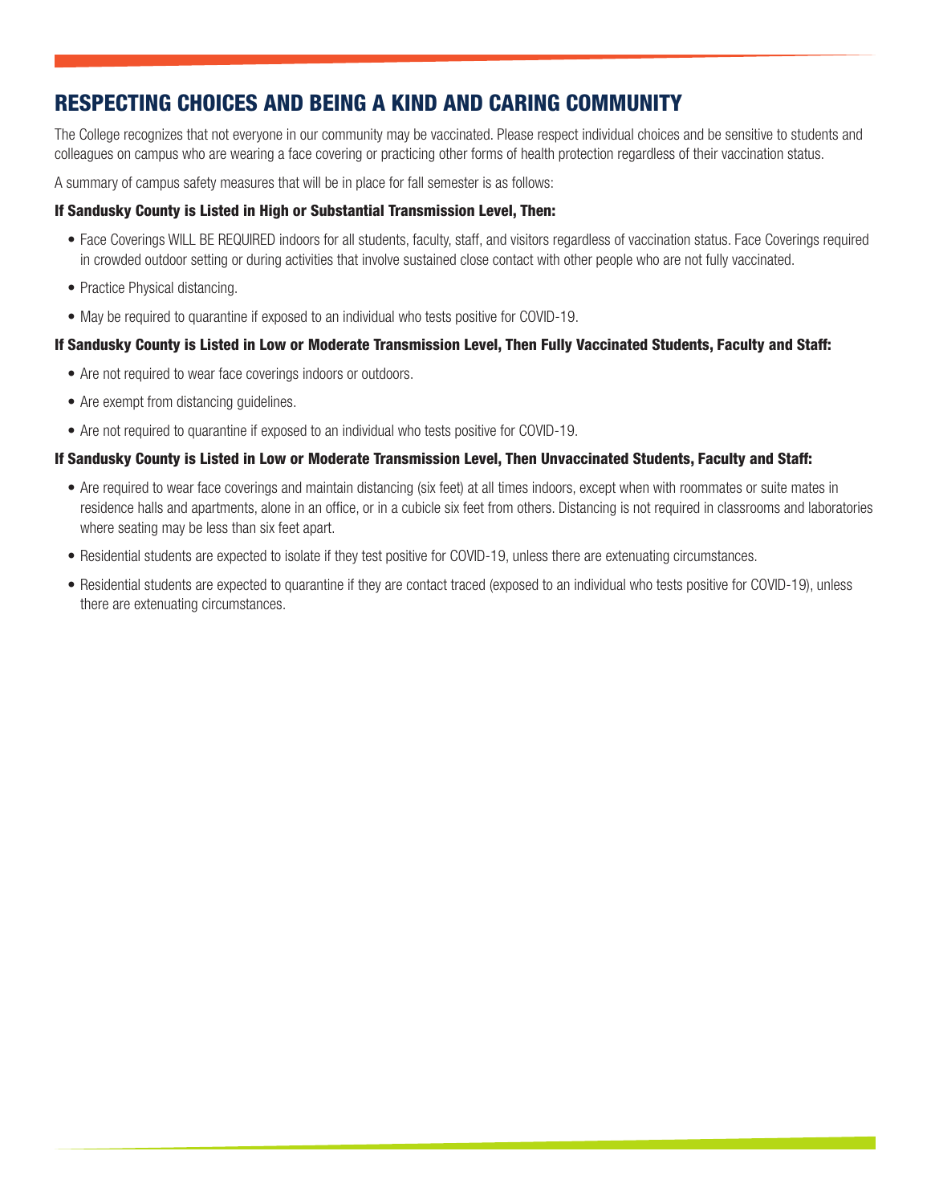## RESPECTING CHOICES AND BEING A KIND AND CARING COMMUNITY

The College recognizes that not everyone in our community may be vaccinated. Please respect individual choices and be sensitive to students and colleagues on campus who are wearing a face covering or practicing other forms of health protection regardless of their vaccination status.

A summary of campus safety measures that will be in place for fall semester is as follows:

**If Sandusky County is Listed in High or Substantial Transmission Level, Then:**

- Face Coverings WILL BE REQUIRED indoors for all students, faculty, staff, and visitors regardless of vaccination status. Face Coverings required in crowded outdoor setting or during activities that involve sustained close contact with other people who are not fully vaccinated.
- Practice Physical distancing.
- May be required to quarantine if exposed to an individual who tests positive for COVID-19.

**If Sandusky County is Listed in Low or Moderate Transmission Level, Then Fully Vaccinated Students, Faculty and Staff:**

- Are not required to wear face coverings indoors or outdoors.
- Are exempt from distancing guidelines.
- Are not required to quarantine if exposed to an individual who tests positive for COVID-19.

**If Sandusky County is Listed in Low or Moderate Transmission Level, Then Unvaccinated Students, Faculty and Staff:**

- Are required to wear face coverings and maintain distancing (six feet) at all times indoors, except when with roommates or suite mates in residence halls and apartments, alone in an office, or in a cubicle six feet from others. Distancing is not required in classrooms and laboratories where seating may be less than six feet apart.
- Residential students are expected to isolate if they test positive for COVID-19, unless there are extenuating circumstances.
- Residential students are expected to quarantine if they are contact traced (exposed to an individual who tests positive for COVID-19), unless there are extenuating circumstances.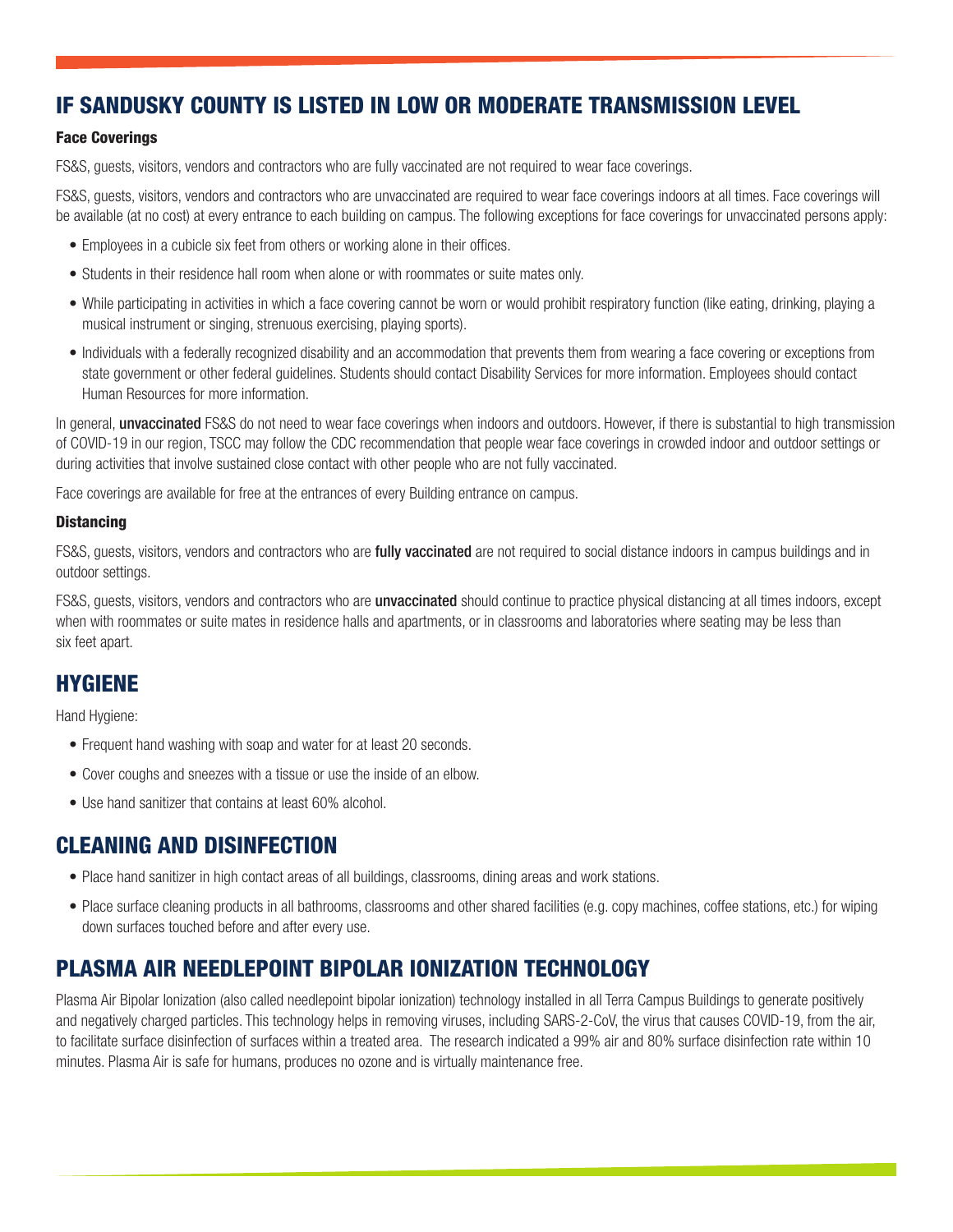## IF SANDUSKY COUNTY IS LISTED IN LOW OR MODERATE TRANSMISSION LEVEL

### Face Coverings

FS&S, guests, visitors, vendors and contractors who are fully vaccinated are not required to wear face coverings.

FS&S, guests, visitors, vendors and contractors who are unvaccinated are required to wear face coverings indoors at all times. Face coverings will be available (at no cost) at every entrance to each building on campus. The following exceptions for face coverings for unvaccinated persons apply:

- Employees in a cubicle six feet from others or working alone in their offices.
- Students in their residence hall room when alone or with roommates or suite mates only.
- While participating in activities in which a face covering cannot be worn or would prohibit respiratory function (like eating, drinking, playing a musical instrument or singing, strenuous exercising, playing sports).
- Individuals with a federally recognized disability and an accommodation that prevents them from wearing a face covering or exceptions from state government or other federal guidelines. Students should contact Disability Services for more information. Employees should contact Human Resources for more information.

In general, **unvaccinated** FS&S do not need to wear face coverings when indoors and outdoors. However, if there is substantial to high transmission of COVID-19 in our region, TSCC may follow the CDC recommendation that people wear face coverings in crowded indoor and outdoor settings or during activities that involve sustained close contact with other people who are not fully vaccinated.

Face coverings are available for free at the entrances of every Building entrance on campus.

### Distancing

FS&S, guests, visitors, vendors and contractors who are **fully vaccinated** are not required to social distance indoors in campus buildings and in outdoor settings.

FS&S, guests, visitors, vendors and contractors who are **unvaccinated** should continue to practice physical distancing at all times indoors, except when with roommates or suite mates in residence halls and apartments, or in classrooms and laboratories where seating may be less than six feet apart.

## HYGIENE

Hand Hygiene:

- Frequent hand washing with soap and water for at least 20 seconds.
- Cover coughs and sneezes with a tissue or use the inside of an elbow.
- Use hand sanitizer that contains at least 60% alcohol.

## CLEANING AND DISINFECTION

- Place hand sanitizer in high contact areas of all buildings, classrooms, dining areas and work stations.
- Place surface cleaning products in all bathrooms, classrooms and other shared facilities (e.g. copy machines, coffee stations, etc.) for wiping down surfaces touched before and after every use.

## PLASMA AIR NEEDLEPOINT BIPOLAR IONIZATION TECHNOLOGY

Plasma Air Bipolar Ionization (also called needlepoint bipolar ionization) technology installed in all Terra Campus Buildings to generate positively and negatively charged particles. This technology helps in removing viruses, including SARS-2-CoV, the virus that causes COVID-19, from the air, to facilitate surface disinfection of surfaces within a treated area. The research indicated a 99% air and 80% surface disinfection rate within 10 minutes. Plasma Air is safe for humans, produces no ozone and is virtually maintenance free.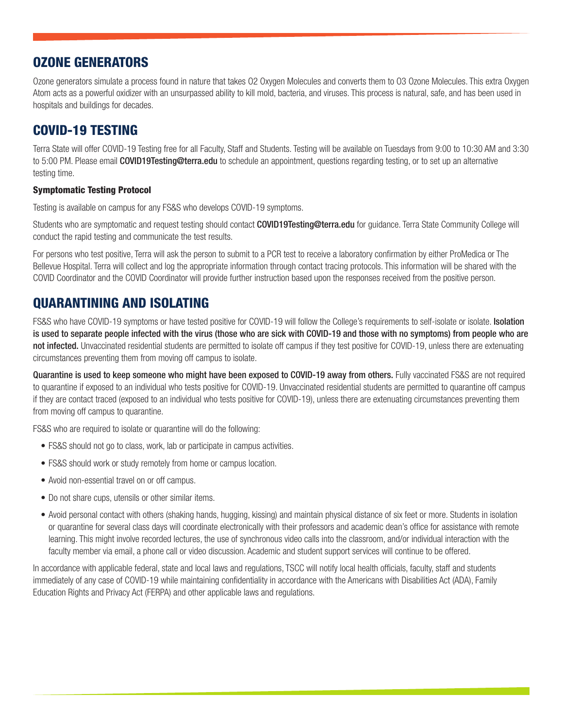## OZONE GENERATORS

Ozone generators simulate a process found in nature that takes O2 Oxygen Molecules and converts them to O3 Ozone Molecules. This extra Oxygen Atom acts as a powerful oxidizer with an unsurpassed ability to kill mold, bacteria, and viruses. This process is natural, safe, and has been used in hospitals and buildings for decades.

## COVID-19 TESTING

Terra State will offer COVID-19 Testing free for all Faculty, Staff and Students. Testing will be available on Tuesdays from 9:00 to 10:30 AM and 3:30 to 5:00 PM. Please email **COVID19Testing@terra.edu** to schedule an appointment, questions regarding testing, or to set up an alternative testing time.

### Symptomatic Testing Protocol

Testing is available on campus for any FS&S who develops COVID-19 symptoms.

Students who are symptomatic and request testing should contact **COVID19Testing@terra.edu** for guidance. Terra State Community College will conduct the rapid testing and communicate the test results.

For persons who test positive, Terra will ask the person to submit to a PCR test to receive a laboratory confirmation by either ProMedica or The Bellevue Hospital. Terra will collect and log the appropriate information through contact tracing protocols. This information will be shared with the COVID Coordinator and the COVID Coordinator will provide further instruction based upon the responses received from the positive person.

## QUARANTINING AND ISOLATING

FS&S who have COVID-19 symptoms or have tested positive for COVID-19 will follow the College's requirements to self-isolate or isolate. **Isolation is used to separate people infected with the virus (those who are sick with COVID-19 and those with no symptoms) from people who are not infected.** Unvaccinated residential students are permitted to isolate off campus if they test positive for COVID-19, unless there are extenuating circumstances preventing them from moving off campus to isolate.

**Quarantine is used to keep someone who might have been exposed to COVID-19 away from others.** Fully vaccinated FS&S are not required to quarantine if exposed to an individual who tests positive for COVID-19. Unvaccinated residential students are permitted to quarantine off campus if they are contact traced (exposed to an individual who tests positive for COVID-19), unless there are extenuating circumstances preventing them from moving off campus to quarantine.

FS&S who are required to isolate or quarantine will do the following:

- FS&S should not go to class, work, lab or participate in campus activities.
- FS&S should work or study remotely from home or campus location.
- Avoid non-essential travel on or off campus.
- Do not share cups, utensils or other similar items.
- Avoid personal contact with others (shaking hands, hugging, kissing) and maintain physical distance of six feet or more. Students in isolation or quarantine for several class days will coordinate electronically with their professors and academic dean's office for assistance with remote learning. This might involve recorded lectures, the use of synchronous video calls into the classroom, and/or individual interaction with the faculty member via email, a phone call or video discussion. Academic and student support services will continue to be offered.

In accordance with applicable federal, state and local laws and regulations, TSCC will notify local health officials, faculty, staff and students immediately of any case of COVID-19 while maintaining confidentiality in accordance with the Americans with Disabilities Act (ADA), Family Education Rights and Privacy Act (FERPA) and other applicable laws and regulations.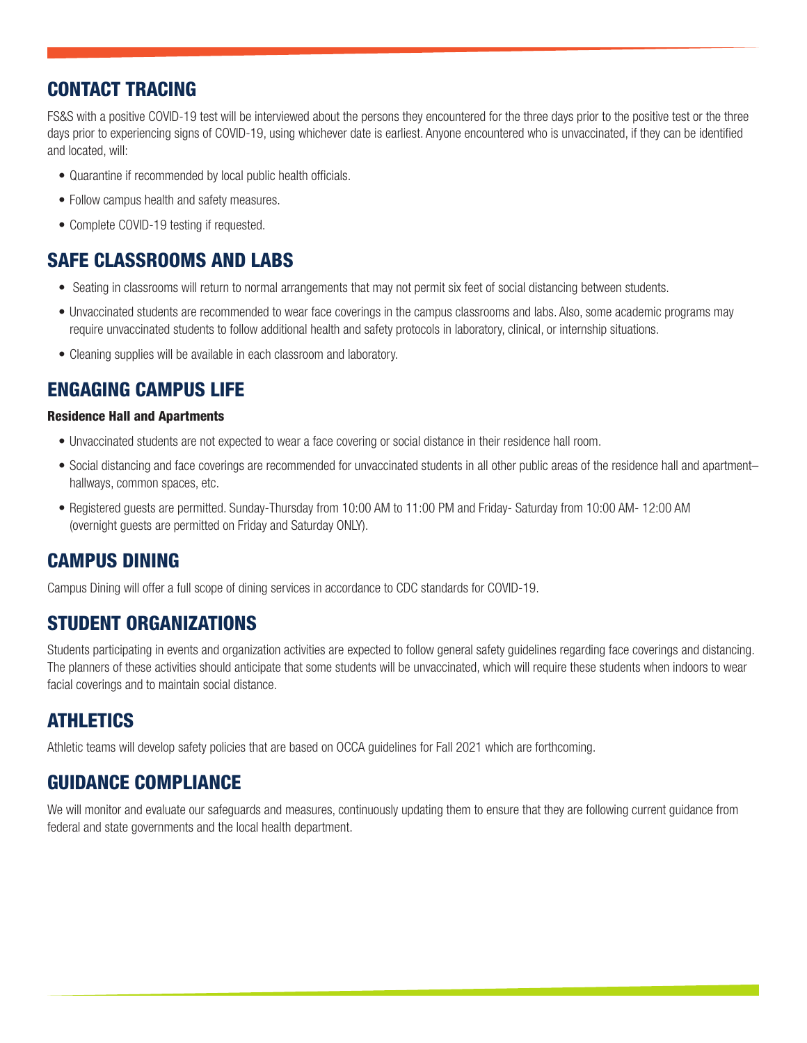## CONTACT TRACING

FS&S with a positive COVID-19 test will be interviewed about the persons they encountered for the three days prior to the positive test or the three days prior to experiencing signs of COVID-19, using whichever date is earliest. Anyone encountered who is unvaccinated, if they can be identified and located, will:

- Quarantine if recommended by local public health officials.
- Follow campus health and safety measures.
- Complete COVID-19 testing if requested.

## SAFE CLASSROOMS AND LABS

- Seating in classrooms will return to normal arrangements that may not permit six feet of social distancing between students.
- Unvaccinated students are recommended to wear face coverings in the campus classrooms and labs. Also, some academic programs may require unvaccinated students to follow additional health and safety protocols in laboratory, clinical, or internship situations.
- Cleaning supplies will be available in each classroom and laboratory.

## ENGAGING CAMPUS LIFE

### Residence Hall and Apartments

- Unvaccinated students are not expected to wear a face covering or social distance in their residence hall room.
- Social distancing and face coverings are recommended for unvaccinated students in all other public areas of the residence hall and apartment– hallways, common spaces, etc.
- Registered guests are permitted. Sunday-Thursday from 10:00 AM to 11:00 PM and Friday- Saturday from 10:00 AM- 12:00 AM (overnight guests are permitted on Friday and Saturday ONLY).

## CAMPUS DINING

Campus Dining will offer a full scope of dining services in accordance to CDC standards for COVID-19.

## STUDENT ORGANIZATIONS

Students participating in events and organization activities are expected to follow general safety guidelines regarding face coverings and distancing. The planners of these activities should anticipate that some students will be unvaccinated, which will require these students when indoors to wear facial coverings and to maintain social distance.

## ATHLETICS

Athletic teams will develop safety policies that are based on OCCA guidelines for Fall 2021 which are forthcoming.

## GUIDANCE COMPLIANCE

We will monitor and evaluate our safeguards and measures, continuously updating them to ensure that they are following current guidance from federal and state governments and the local health department.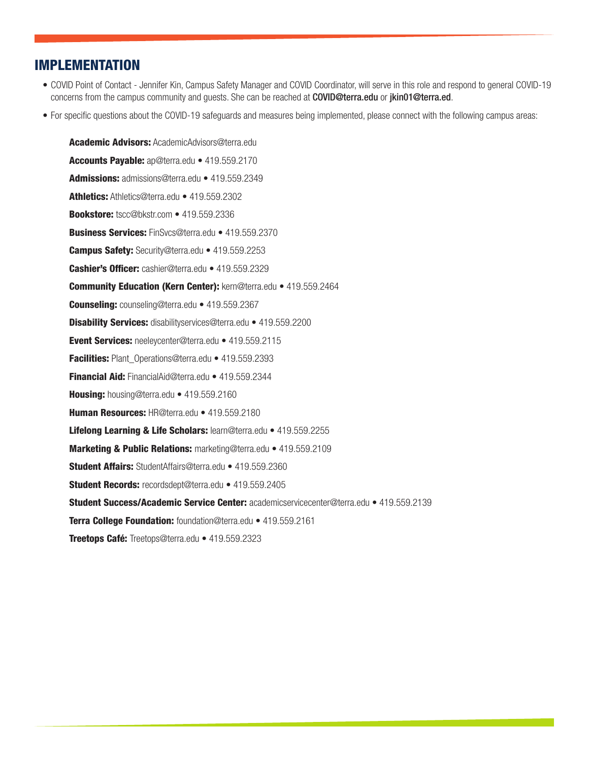## IMPLEMENTATION

- COVID Point of Contact - Jennifer Kin, Campus Safety Manager and COVID Coordinator, will serve in this role and respond to general COVID-19 concerns from the campus community and guests. She can be reached at **COVID@terra.edu** or **jkin01@terra.ed**.
- For specific questions about the COVID-19 safeguards and measures being implemented, please connect with the following campus areas:

**Academic Advisors:** AcademicAdvisors@terra.edu

**Accounts Payable:** ap@terra.edu • 419.559.2170

**Admissions:** admissions@terra.edu • 419.559.2349

**Athletics:** Athletics@terra.edu • 419.559.2302

**Bookstore:** tscc@bkstr.com • 419.559.2336

**Business Services:** FinSvcs@terra.edu • 419.559.2370

**Campus Safety:** Security@terra.edu • 419.559.2253

**Cashier's Officer:** cashier@terra.edu • 419.559.2329

**Community Education (Kern Center):** kern@terra.edu • 419.559.2464

**Counseling:** counseling@terra.edu • 419.559.2367

**Disability Services:** disabilityservices@terra.edu • 419.559.2200

**Event Services:** neeleycenter@terra.edu • 419.559.2115

**Facilities:** Plant_Operations@terra.edu • 419.559.2393

**Financial Aid:** FinancialAid@terra.edu • 419.559.2344

**Housing:** housing@terra.edu • 419.559.2160

**Human Resources:** HR@terra.edu • 419.559.2180

**Lifelong Learning & Life Scholars:** learn@terra.edu • 419.559.2255

**Marketing & Public Relations:** marketing@terra.edu • 419.559.2109

**Student Affairs:** StudentAffairs@terra.edu • 419.559.2360

**Student Records:** recordsdept@terra.edu • 419.559.2405

**Student Success/Academic Service Center:** academicservicecenter@terra.edu • 419.559.2139

**Terra College Foundation:** foundation@terra.edu • 419.559.2161

**Treetops Café:** Treetops@terra.edu • 419.559.2323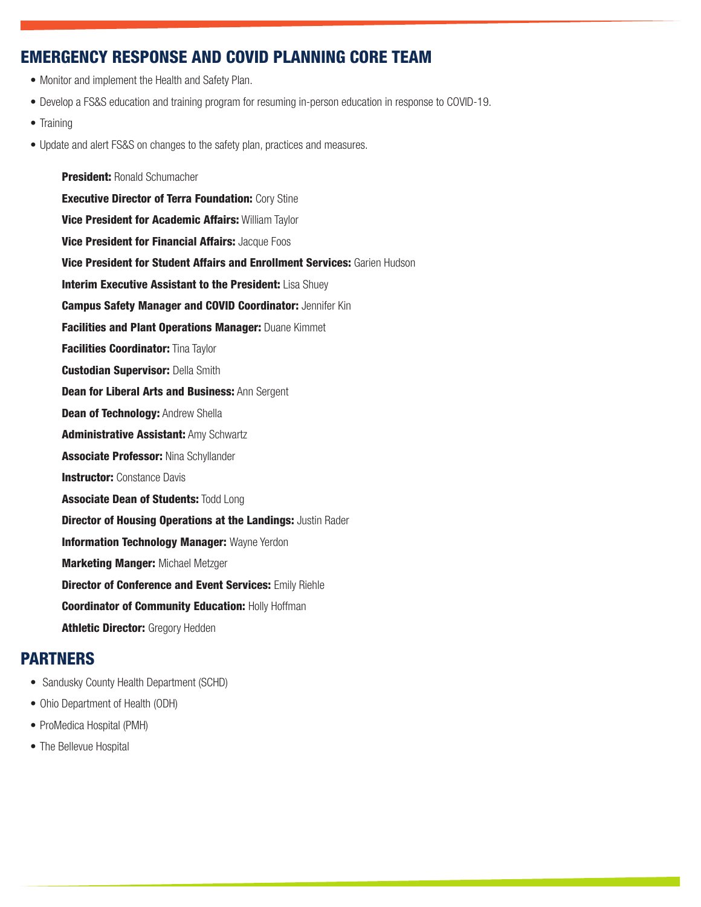## EMERGENCY RESPONSE AND COVID PLANNING CORE TEAM

- Monitor and implement the Health and Safety Plan.
- Develop a FS&S education and training program for resuming in-person education in response to COVID-19.
- Training
- Update and alert FS&S on changes to the safety plan, practices and measures.

**President:** Ronald Schumacher

**Executive Director of Terra Foundation:** Cory Stine

**Vice President for Academic Affairs:** William Taylor

**Vice President for Financial Affairs:** Jacque Foos

**Vice President for Student Affairs and Enrollment Services:** Garien Hudson

**Interim Executive Assistant to the President:** Lisa Shuey

**Campus Safety Manager and COVID Coordinator:** Jennifer Kin

**Facilities and Plant Operations Manager:** Duane Kimmet

**Facilities Coordinator:** Tina Taylor

**Custodian Supervisor:** Della Smith

**Dean for Liberal Arts and Business:** Ann Sergent

**Dean of Technology:** Andrew Shella

**Administrative Assistant:** Amy Schwartz

**Associate Professor:** Nina Schyllander

**Instructor:** Constance Davis

**Associate Dean of Students:** Todd Long

**Director of Housing Operations at the Landings:** Justin Rader

**Information Technology Manager:** Wayne Yerdon

**Marketing Manger:** Michael Metzger

**Director of Conference and Event Services:** Emily Riehle

**Coordinator of Community Education:** Holly Hoffman

**Athletic Director:** Gregory Hedden

## PARTNERS

- Sandusky County Health Department (SCHD)
- Ohio Department of Health (ODH)
- ProMedica Hospital (PMH)
- The Bellevue Hospital